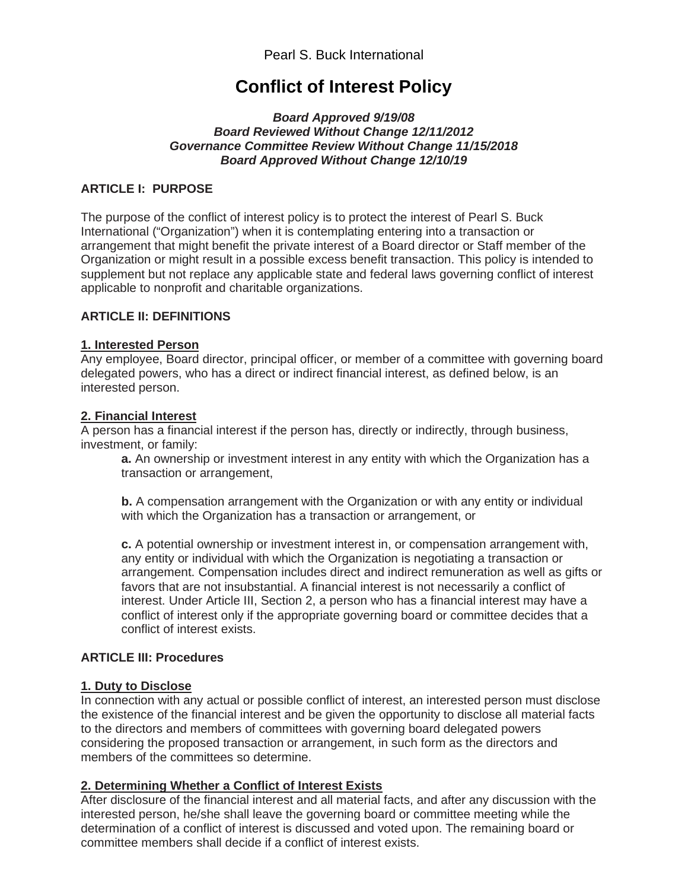Pearl S. Buck International

# Conflict of Interest Policy

***Board Approved 9/19/08***
***Board Reviewed Without Change 12/11/2012***
***Governance Committee Review Without Change 11/15/2018***
***Board Approved Without Change 12/10/19***

## ARTICLE I: PURPOSE

The purpose of the conflict of interest policy is to protect the interest of Pearl S. Buck International ("Organization") when it is contemplating entering into a transaction or arrangement that might benefit the private interest of a Board director or Staff member of the Organization or might result in a possible excess benefit transaction. This policy is intended to supplement but not replace any applicable state and federal laws governing conflict of interest applicable to nonprofit and charitable organizations.

## ARTICLE II: DEFINITIONS

### 1. Interested Person

Any employee, Board director, principal officer, or member of a committee with governing board delegated powers, who has a direct or indirect financial interest, as defined below, is an interested person.

### 2. Financial Interest

A person has a financial interest if the person has, directly or indirectly, through business, investment, or family:

**a.** An ownership or investment interest in any entity with which the Organization has a transaction or arrangement,

**b.** A compensation arrangement with the Organization or with any entity or individual with which the Organization has a transaction or arrangement, or

**c.** A potential ownership or investment interest in, or compensation arrangement with, any entity or individual with which the Organization is negotiating a transaction or arrangement. Compensation includes direct and indirect remuneration as well as gifts or favors that are not insubstantial. A financial interest is not necessarily a conflict of interest. Under Article III, Section 2, a person who has a financial interest may have a conflict of interest only if the appropriate governing board or committee decides that a conflict of interest exists.

## ARTICLE III: Procedures

### 1. Duty to Disclose

In connection with any actual or possible conflict of interest, an interested person must disclose the existence of the financial interest and be given the opportunity to disclose all material facts to the directors and members of committees with governing board delegated powers considering the proposed transaction or arrangement, in such form as the directors and members of the committees so determine.

### 2. Determining Whether a Conflict of Interest Exists

After disclosure of the financial interest and all material facts, and after any discussion with the interested person, he/she shall leave the governing board or committee meeting while the determination of a conflict of interest is discussed and voted upon. The remaining board or committee members shall decide if a conflict of interest exists.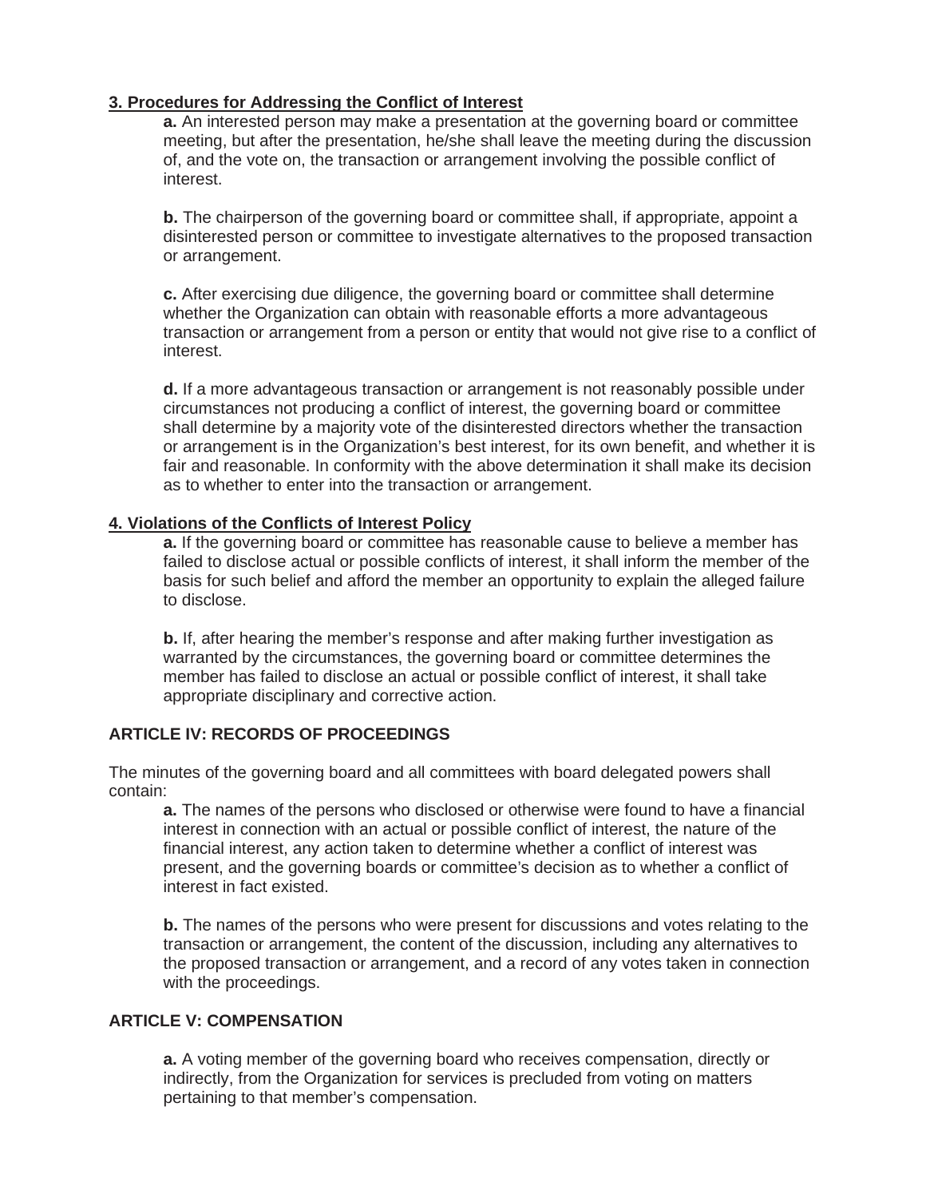**3. Procedures for Addressing the Conflict of Interest**

**a.** An interested person may make a presentation at the governing board or committee meeting, but after the presentation, he/she shall leave the meeting during the discussion of, and the vote on, the transaction or arrangement involving the possible conflict of interest.

**b.** The chairperson of the governing board or committee shall, if appropriate, appoint a disinterested person or committee to investigate alternatives to the proposed transaction or arrangement.

**c.** After exercising due diligence, the governing board or committee shall determine whether the Organization can obtain with reasonable efforts a more advantageous transaction or arrangement from a person or entity that would not give rise to a conflict of interest.

**d.** If a more advantageous transaction or arrangement is not reasonably possible under circumstances not producing a conflict of interest, the governing board or committee shall determine by a majority vote of the disinterested directors whether the transaction or arrangement is in the Organization's best interest, for its own benefit, and whether it is fair and reasonable. In conformity with the above determination it shall make its decision as to whether to enter into the transaction or arrangement.

**4. Violations of the Conflicts of Interest Policy**

**a.** If the governing board or committee has reasonable cause to believe a member has failed to disclose actual or possible conflicts of interest, it shall inform the member of the basis for such belief and afford the member an opportunity to explain the alleged failure to disclose.

**b.** If, after hearing the member's response and after making further investigation as warranted by the circumstances, the governing board or committee determines the member has failed to disclose an actual or possible conflict of interest, it shall take appropriate disciplinary and corrective action.

## ARTICLE IV: RECORDS OF PROCEEDINGS

The minutes of the governing board and all committees with board delegated powers shall contain:

**a.** The names of the persons who disclosed or otherwise were found to have a financial interest in connection with an actual or possible conflict of interest, the nature of the financial interest, any action taken to determine whether a conflict of interest was present, and the governing boards or committee's decision as to whether a conflict of interest in fact existed.

**b.** The names of the persons who were present for discussions and votes relating to the transaction or arrangement, the content of the discussion, including any alternatives to the proposed transaction or arrangement, and a record of any votes taken in connection with the proceedings.

## ARTICLE V: COMPENSATION

**a.** A voting member of the governing board who receives compensation, directly or indirectly, from the Organization for services is precluded from voting on matters pertaining to that member's compensation.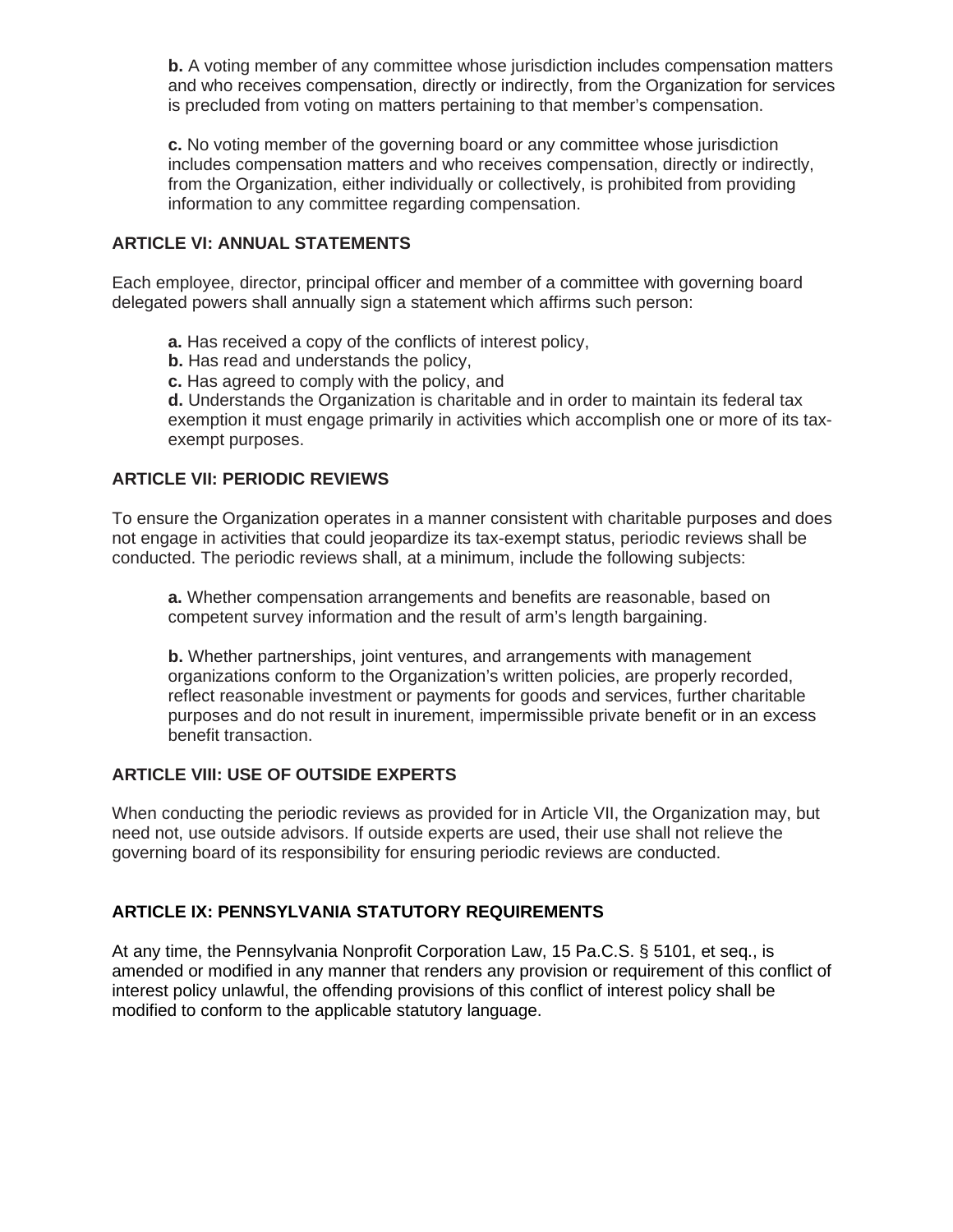**b.** A voting member of any committee whose jurisdiction includes compensation matters and who receives compensation, directly or indirectly, from the Organization for services is precluded from voting on matters pertaining to that member's compensation.

**c.** No voting member of the governing board or any committee whose jurisdiction includes compensation matters and who receives compensation, directly or indirectly, from the Organization, either individually or collectively, is prohibited from providing information to any committee regarding compensation.

### ARTICLE VI: ANNUAL STATEMENTS

Each employee, director, principal officer and member of a committee with governing board delegated powers shall annually sign a statement which affirms such person:

**a.** Has received a copy of the conflicts of interest policy,
**b.** Has read and understands the policy,
**c.** Has agreed to comply with the policy, and
**d.** Understands the Organization is charitable and in order to maintain its federal tax exemption it must engage primarily in activities which accomplish one or more of its tax-exempt purposes.

### ARTICLE VII: PERIODIC REVIEWS

To ensure the Organization operates in a manner consistent with charitable purposes and does not engage in activities that could jeopardize its tax-exempt status, periodic reviews shall be conducted. The periodic reviews shall, at a minimum, include the following subjects:

**a.** Whether compensation arrangements and benefits are reasonable, based on competent survey information and the result of arm's length bargaining.

**b.** Whether partnerships, joint ventures, and arrangements with management organizations conform to the Organization's written policies, are properly recorded, reflect reasonable investment or payments for goods and services, further charitable purposes and do not result in inurement, impermissible private benefit or in an excess benefit transaction.

### ARTICLE VIII: USE OF OUTSIDE EXPERTS

When conducting the periodic reviews as provided for in Article VII, the Organization may, but need not, use outside advisors. If outside experts are used, their use shall not relieve the governing board of its responsibility for ensuring periodic reviews are conducted.

### ARTICLE IX: PENNSYLVANIA STATUTORY REQUIREMENTS

At any time, the Pennsylvania Nonprofit Corporation Law, 15 Pa.C.S. § 5101, et seq., is amended or modified in any manner that renders any provision or requirement of this conflict of interest policy unlawful, the offending provisions of this conflict of interest policy shall be modified to conform to the applicable statutory language.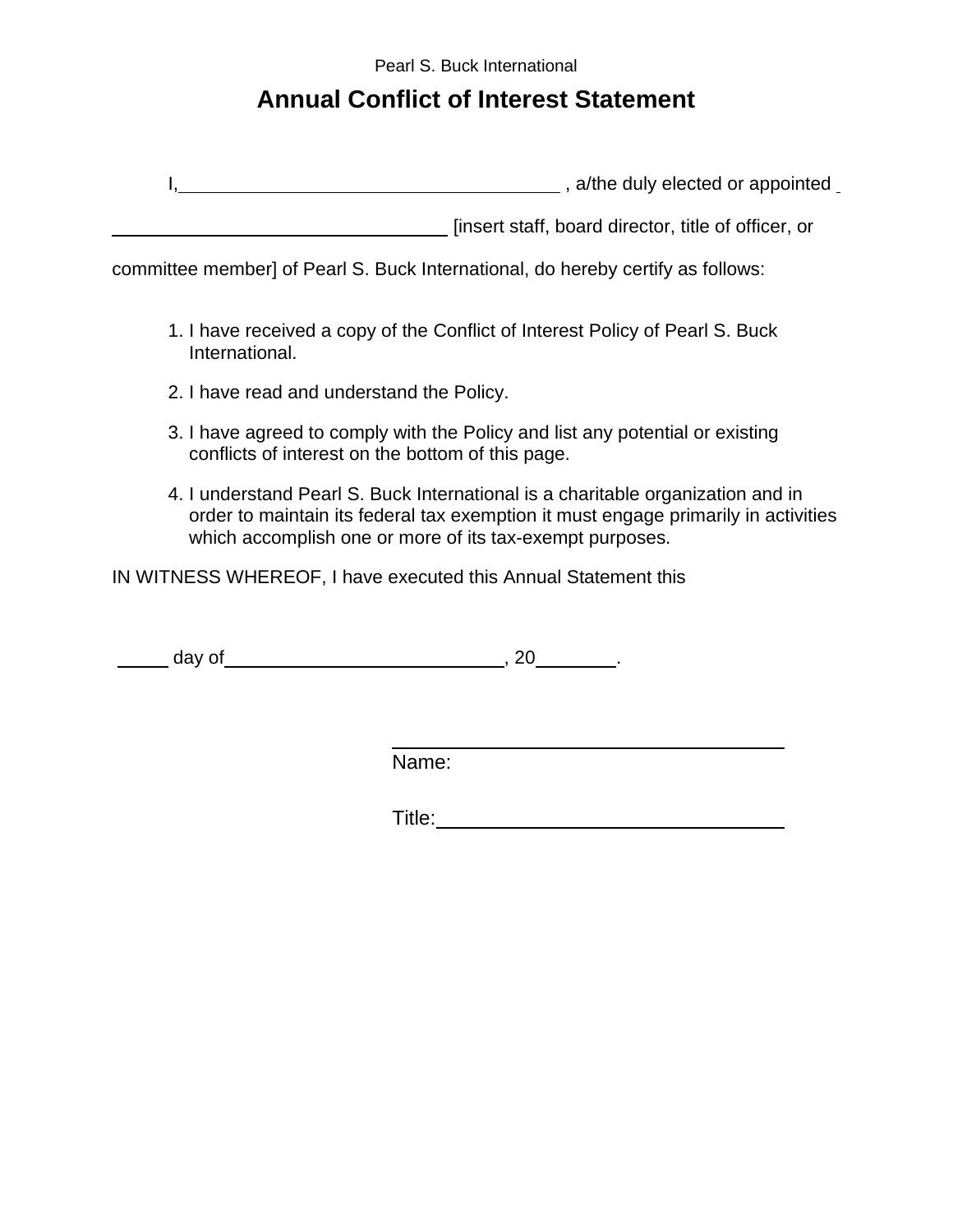Pearl S. Buck International

# Annual Conflict of Interest Statement

I, \_\_\_\_\_\_\_\_\_\_\_\_\_\_\_\_\_\_\_\_\_\_\_\_\_\_\_\_\_\_\_\_\_\_\_\_ , a/the duly elected or appointed \_\_\_\_\_\_\_\_\_\_\_\_\_\_\_\_\_\_\_\_\_\_\_\_\_\_\_\_\_\_\_\_\_\_ [insert staff, board director, title of officer, or committee member] of Pearl S. Buck International, do hereby certify as follows:

1. I have received a copy of the Conflict of Interest Policy of Pearl S. Buck International.
2. I have read and understand the Policy.
3. I have agreed to comply with the Policy and list any potential or existing conflicts of interest on the bottom of this page.
4. I understand Pearl S. Buck International is a charitable organization and in order to maintain its federal tax exemption it must engage primarily in activities which accomplish one or more of its tax-exempt purposes.

IN WITNESS WHEREOF, I have executed this Annual Statement this

\_\_\_\_\_ day of \_\_\_\_\_\_\_\_\_\_\_\_\_\_\_\_\_\_\_\_\_\_\_\_\_\_\_, 20\_\_\_\_\_\_\_\_.

\_\_\_\_\_\_\_\_\_\_\_\_\_\_\_\_\_\_\_\_\_\_\_\_\_\_\_\_\_\_\_\_\_\_\_\_\_\_

Name:

Title: \_\_\_\_\_\_\_\_\_\_\_\_\_\_\_\_\_\_\_\_\_\_\_\_\_\_\_\_\_\_\_\_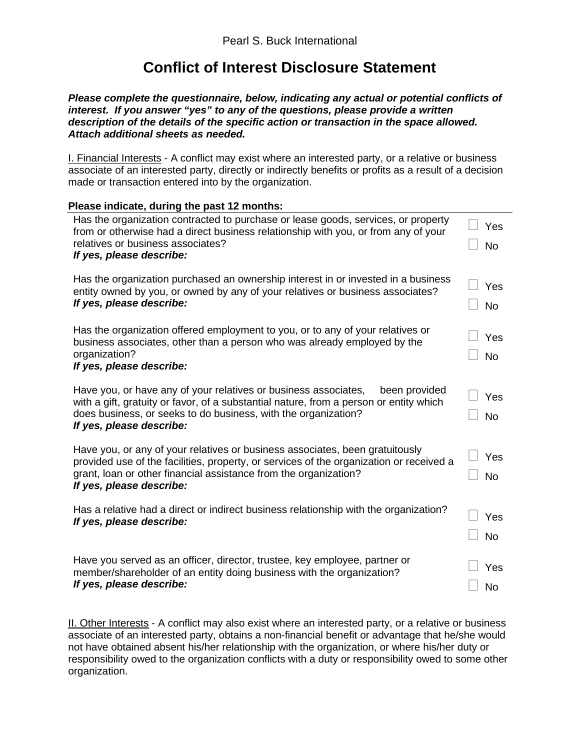Pearl S. Buck International

# Conflict of Interest Disclosure Statement

***Please complete the questionnaire, below, indicating any actual or potential conflicts of interest. If you answer "yes" to any of the questions, please provide a written description of the details of the specific action or transaction in the space allowed. Attach additional sheets as needed.***

<u>I. Financial Interests</u> - A conflict may exist where an interested party, or a relative or business associate of an interested party, directly or indirectly benefits or profits as a result of a decision made or transaction entered into by the organization.

**Please indicate, during the past 12 months:**

| Question | Answer |
|---|---|
| Has the organization contracted to purchase or lease goods, services, or property from or otherwise had a direct business relationship with you, or from any of your relatives or business associates?<br>***If yes, please describe:*** | ☐ Yes<br>☐ No |
| Has the organization purchased an ownership interest in or invested in a business entity owned by you, or owned by any of your relatives or business associates?<br>***If yes, please describe:*** | ☐ Yes<br>☐ No |
| Has the organization offered employment to you, or to any of your relatives or business associates, other than a person who was already employed by the organization?<br>***If yes, please describe:*** | ☐ Yes<br>☐ No |
| Have you, or have any of your relatives or business associates, been provided with a gift, gratuity or favor, of a substantial nature, from a person or entity which does business, or seeks to do business, with the organization?<br>***If yes, please describe:*** | ☐ Yes<br>☐ No |
| Have you, or any of your relatives or business associates, been gratuitously provided use of the facilities, property, or services of the organization or received a grant, loan or other financial assistance from the organization?<br>***If yes, please describe:*** | ☐ Yes<br>☐ No |
| Has a relative had a direct or indirect business relationship with the organization?<br>***If yes, please describe:*** | ☐ Yes<br>☐ No |
| Have you served as an officer, director, trustee, key employee, partner or member/shareholder of an entity doing business with the organization?<br>***If yes, please describe:*** | ☐ Yes<br>☐ No |

<u>II. Other Interests</u> - A conflict may also exist where an interested party, or a relative or business associate of an interested party, obtains a non-financial benefit or advantage that he/she would not have obtained absent his/her relationship with the organization, or where his/her duty or responsibility owed to the organization conflicts with a duty or responsibility owed to some other organization.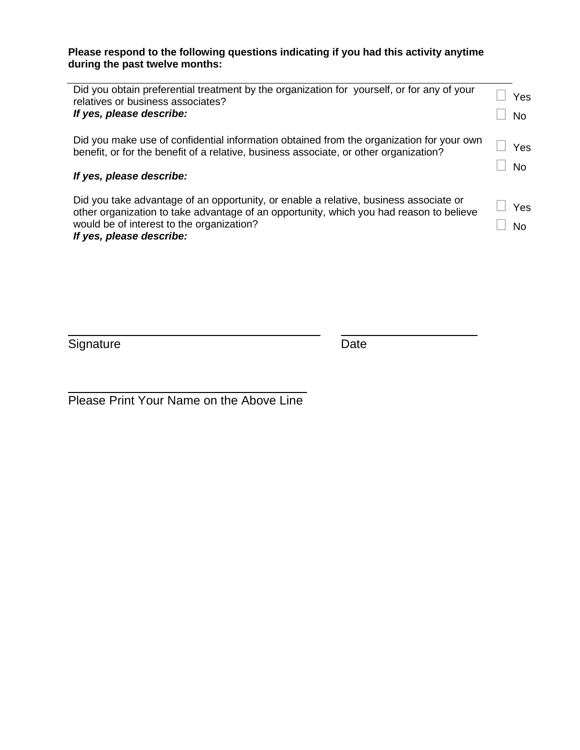**Please respond to the following questions indicating if you had this activity anytime during the past twelve months:**

| | |
|---|---|
| Did you obtain preferential treatment by the organization for yourself, or for any of your relatives or business associates?<br>***If yes, please describe:*** | ☐ Yes<br>☐ No |
| Did you make use of confidential information obtained from the organization for your own benefit, or for the benefit of a relative, business associate, or other organization?<br>***If yes, please describe:*** | ☐ Yes<br>☐ No |
| Did you take advantage of an opportunity, or enable a relative, business associate or other organization to take advantage of an opportunity, which you had reason to believe would be of interest to the organization?<br>***If yes, please describe:*** | ☐ Yes<br>☐ No |

\_\_\_\_\_\_\_\_\_\_\_\_\_\_\_\_\_\_\_\_\_\_\_\_\_\_\_\_\_\_\_\_\_\_\_\_\_\_\_\_ \_\_\_\_\_\_\_\_\_\_\_\_\_\_\_\_\_\_\_\_\_\_

Signature Date

\_\_\_\_\_\_\_\_\_\_\_\_\_\_\_\_\_\_\_\_\_\_\_\_\_\_\_\_\_\_\_\_\_\_\_\_\_\_\_\_

Please Print Your Name on the Above Line